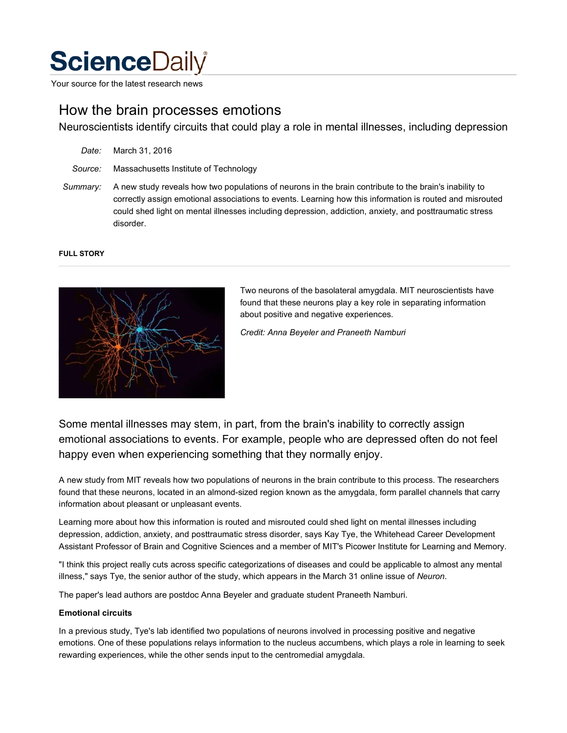# ScienceDaily

Your source for the latest research news

## How the brain processes emotions

### Neuroscientists identify circuits that could play a role in mental illnesses, including depression

*Date:* March 31, 2016

*Source:* Massachusetts Institute of Technology

*Summary:* A new study reveals how two populations of neurons in the brain contribute to the brain's inability to correctly assign emotional associations to events. Learning how this information is routed and misrouted could shed light on mental illnesses including depression, addiction, anxiety, and posttraumatic stress disorder.

**FULL STORY**

---

Two neurons of the basolateral amygdala. MIT neuroscientists have found that these neurons play a key role in separating information about positive and negative experiences.

*Credit: Anna Beyeler and Praneeth Namburi*

Some mental illnesses may stem, in part, from the brain's inability to correctly assign emotional associations to events. For example, people who are depressed often do not feel happy even when experiencing something that they normally enjoy.

A new study from MIT reveals how two populations of neurons in the brain contribute to this process. The researchers found that these neurons, located in an almond-sized region known as the amygdala, form parallel channels that carry information about pleasant or unpleasant events.

Learning more about how this information is routed and misrouted could shed light on mental illnesses including depression, addiction, anxiety, and posttraumatic stress disorder, says Kay Tye, the Whitehead Career Development Assistant Professor of Brain and Cognitive Sciences and a member of MIT's Picower Institute for Learning and Memory.

"I think this project really cuts across specific categorizations of diseases and could be applicable to almost any mental illness," says Tye, the senior author of the study, which appears in the March 31 online issue of *Neuron*.

The paper's lead authors are postdoc Anna Beyeler and graduate student Praneeth Namburi.

**Emotional circuits**

In a previous study, Tye's lab identified two populations of neurons involved in processing positive and negative emotions. One of these populations relays information to the nucleus accumbens, which plays a role in learning to seek rewarding experiences, while the other sends input to the centromedial amygdala.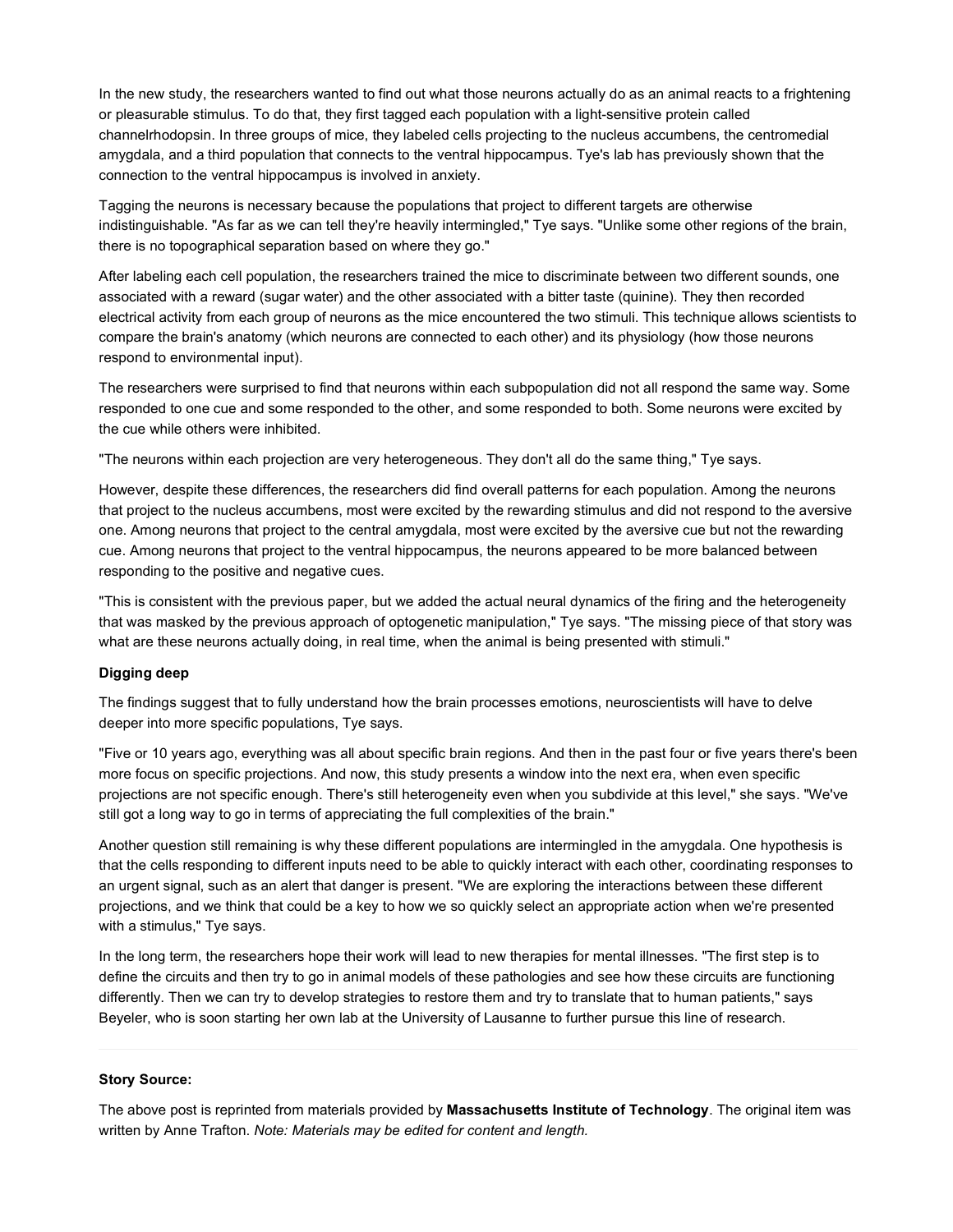In the new study, the researchers wanted to find out what those neurons actually do as an animal reacts to a frightening or pleasurable stimulus. To do that, they first tagged each population with a light-sensitive protein called channelrhodopsin. In three groups of mice, they labeled cells projecting to the nucleus accumbens, the centromedial amygdala, and a third population that connects to the ventral hippocampus. Tye's lab has previously shown that the connection to the ventral hippocampus is involved in anxiety.

Tagging the neurons is necessary because the populations that project to different targets are otherwise indistinguishable. "As far as we can tell they're heavily intermingled," Tye says. "Unlike some other regions of the brain, there is no topographical separation based on where they go."

After labeling each cell population, the researchers trained the mice to discriminate between two different sounds, one associated with a reward (sugar water) and the other associated with a bitter taste (quinine). They then recorded electrical activity from each group of neurons as the mice encountered the two stimuli. This technique allows scientists to compare the brain's anatomy (which neurons are connected to each other) and its physiology (how those neurons respond to environmental input).

The researchers were surprised to find that neurons within each subpopulation did not all respond the same way. Some responded to one cue and some responded to the other, and some responded to both. Some neurons were excited by the cue while others were inhibited.

"The neurons within each projection are very heterogeneous. They don't all do the same thing," Tye says.

However, despite these differences, the researchers did find overall patterns for each population. Among the neurons that project to the nucleus accumbens, most were excited by the rewarding stimulus and did not respond to the aversive one. Among neurons that project to the central amygdala, most were excited by the aversive cue but not the rewarding cue. Among neurons that project to the ventral hippocampus, the neurons appeared to be more balanced between responding to the positive and negative cues.

"This is consistent with the previous paper, but we added the actual neural dynamics of the firing and the heterogeneity that was masked by the previous approach of optogenetic manipulation," Tye says. "The missing piece of that story was what are these neurons actually doing, in real time, when the animal is being presented with stimuli."

**Digging deep**

The findings suggest that to fully understand how the brain processes emotions, neuroscientists will have to delve deeper into more specific populations, Tye says.

"Five or 10 years ago, everything was all about specific brain regions. And then in the past four or five years there's been more focus on specific projections. And now, this study presents a window into the next era, when even specific projections are not specific enough. There's still heterogeneity even when you subdivide at this level," she says. "We've still got a long way to go in terms of appreciating the full complexities of the brain."

Another question still remaining is why these different populations are intermingled in the amygdala. One hypothesis is that the cells responding to different inputs need to be able to quickly interact with each other, coordinating responses to an urgent signal, such as an alert that danger is present. "We are exploring the interactions between these different projections, and we think that could be a key to how we so quickly select an appropriate action when we're presented with a stimulus," Tye says.

In the long term, the researchers hope their work will lead to new therapies for mental illnesses. "The first step is to define the circuits and then try to go in animal models of these pathologies and see how these circuits are functioning differently. Then we can try to develop strategies to restore them and try to translate that to human patients," says Beyeler, who is soon starting her own lab at the University of Lausanne to further pursue this line of research.

---

**Story Source:**

The above post is reprinted from materials provided by **Massachusetts Institute of Technology**. The original item was written by Anne Trafton. *Note: Materials may be edited for content and length.*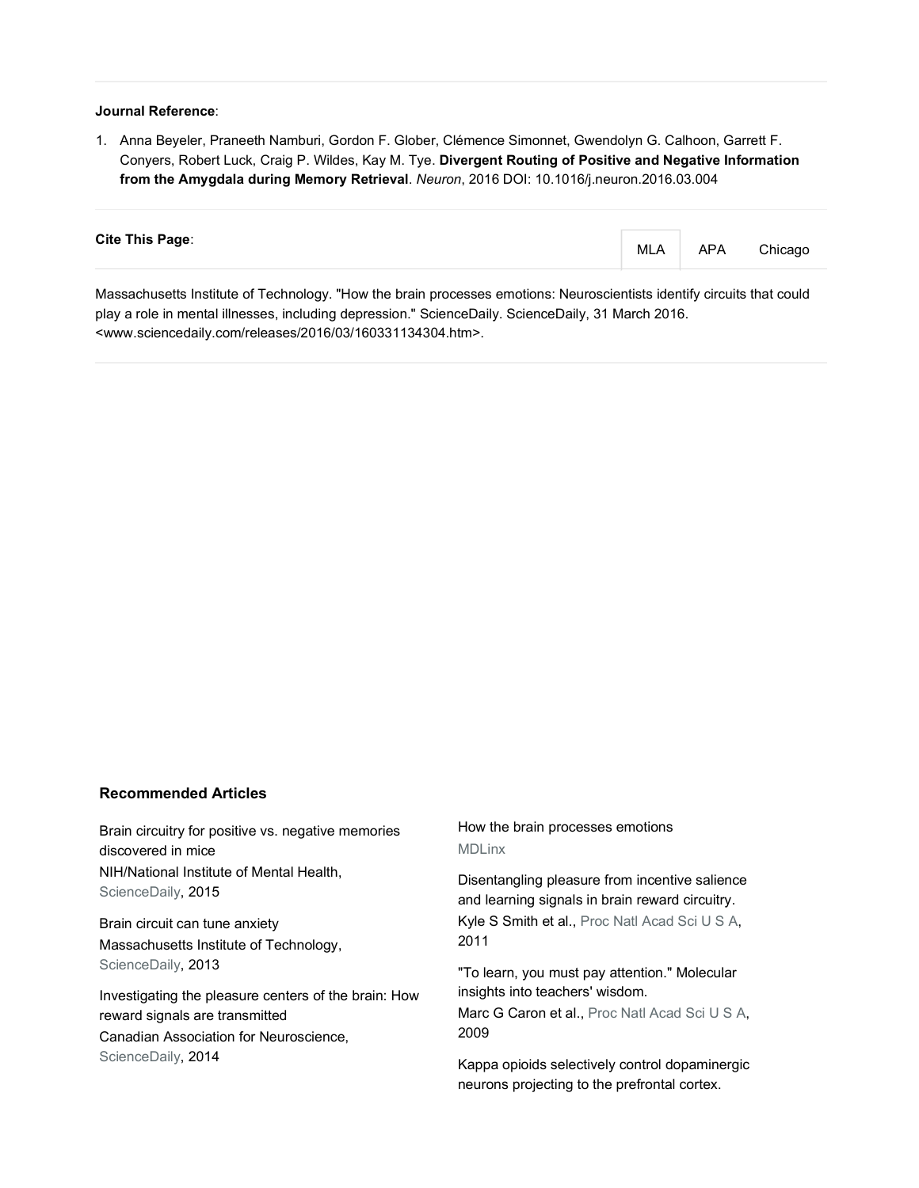**Journal Reference**:

1. Anna Beyeler, Praneeth Namburi, Gordon F. Glober, Clémence Simonnet, Gwendolyn G. Calhoon, Garrett F. Conyers, Robert Luck, Craig P. Wildes, Kay M. Tye. **Divergent Routing of Positive and Negative Information from the Amygdala during Memory Retrieval**. *Neuron*, 2016 DOI: 10.1016/j.neuron.2016.03.004

**Cite This Page**:

MLA APA Chicago

Massachusetts Institute of Technology. "How the brain processes emotions: Neuroscientists identify circuits that could play a role in mental illnesses, including depression." ScienceDaily. ScienceDaily, 31 March 2016. <www.sciencedaily.com/releases/2016/03/160331134304.htm>.

### Recommended Articles

Brain circuitry for positive vs. negative memories discovered in mice
NIH/National Institute of Mental Health, ScienceDaily, 2015

Brain circuit can tune anxiety
Massachusetts Institute of Technology, ScienceDaily, 2013

Investigating the pleasure centers of the brain: How reward signals are transmitted
Canadian Association for Neuroscience, ScienceDaily, 2014

How the brain processes emotions
MDLinx

Disentangling pleasure from incentive salience and learning signals in brain reward circuitry.
Kyle S Smith et al., Proc Natl Acad Sci U S A, 2011

"To learn, you must pay attention." Molecular insights into teachers' wisdom.
Marc G Caron et al., Proc Natl Acad Sci U S A, 2009

Kappa opioids selectively control dopaminergic neurons projecting to the prefrontal cortex.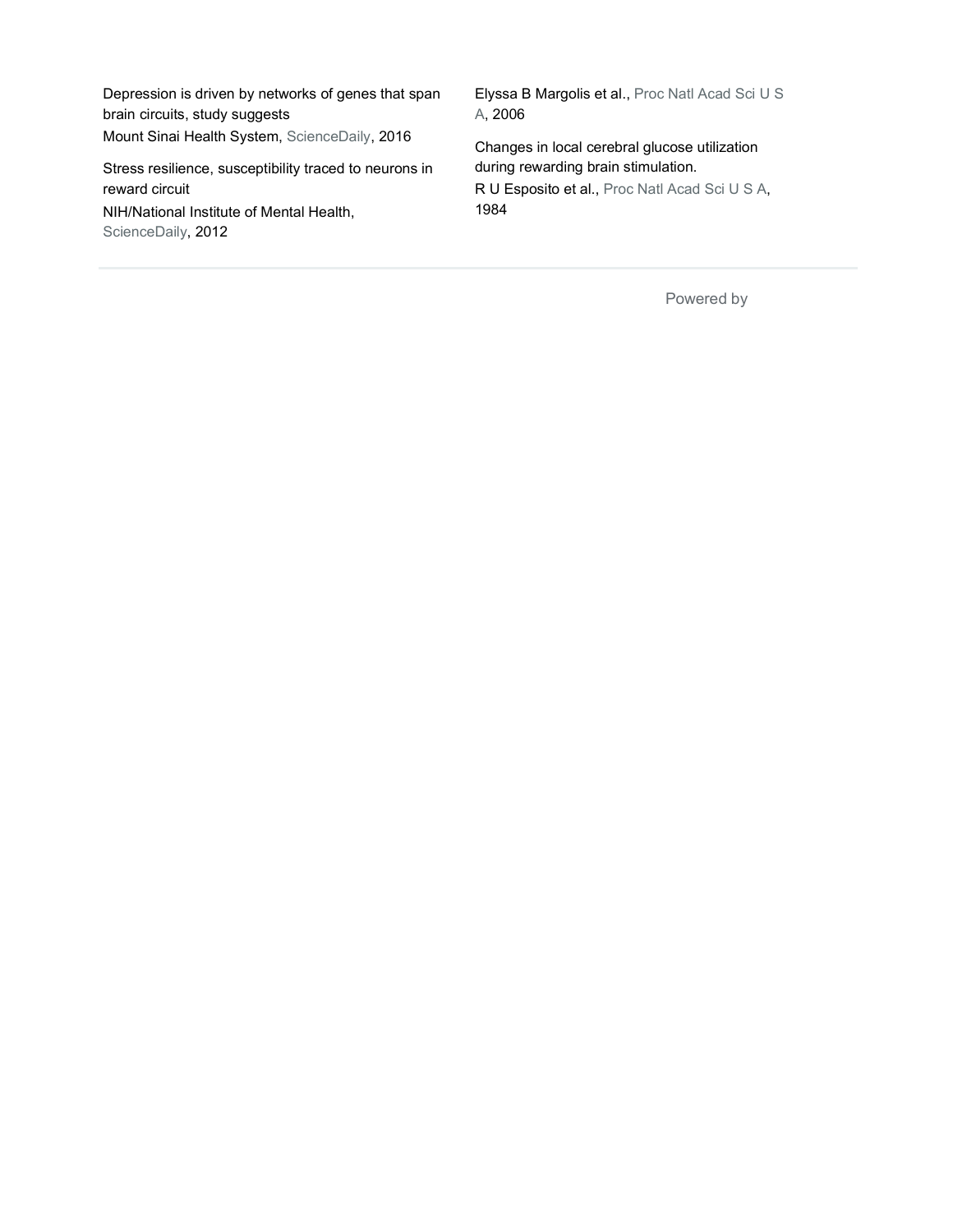Depression is driven by networks of genes that span brain circuits, study suggests
Mount Sinai Health System, ScienceDaily, 2016

Stress resilience, susceptibility traced to neurons in reward circuit
NIH/National Institute of Mental Health, ScienceDaily, 2012

Elyssa B Margolis et al., Proc Natl Acad Sci U S A, 2006

Changes in local cerebral glucose utilization during rewarding brain stimulation.
R U Esposito et al., Proc Natl Acad Sci U S A, 1984

Powered by